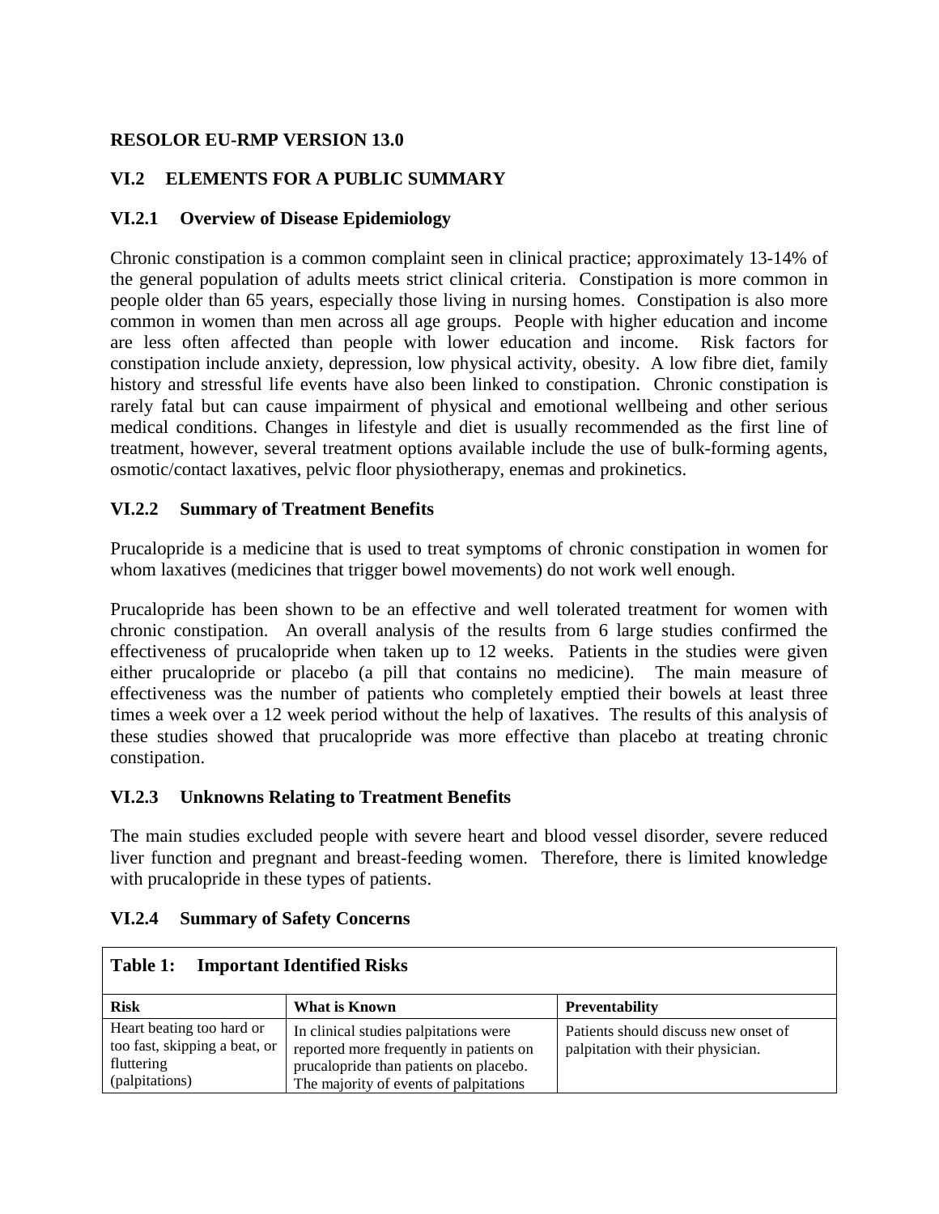**RESOLOR EU-RMP VERSION 13.0**

## VI.2 ELEMENTS FOR A PUBLIC SUMMARY

### VI.2.1 Overview of Disease Epidemiology

Chronic constipation is a common complaint seen in clinical practice; approximately 13-14% of the general population of adults meets strict clinical criteria. Constipation is more common in people older than 65 years, especially those living in nursing homes. Constipation is also more common in women than men across all age groups. People with higher education and income are less often affected than people with lower education and income. Risk factors for constipation include anxiety, depression, low physical activity, obesity. A low fibre diet, family history and stressful life events have also been linked to constipation. Chronic constipation is rarely fatal but can cause impairment of physical and emotional wellbeing and other serious medical conditions. Changes in lifestyle and diet is usually recommended as the first line of treatment, however, several treatment options available include the use of bulk-forming agents, osmotic/contact laxatives, pelvic floor physiotherapy, enemas and prokinetics.

### VI.2.2 Summary of Treatment Benefits

Prucalopride is a medicine that is used to treat symptoms of chronic constipation in women for whom laxatives (medicines that trigger bowel movements) do not work well enough.

Prucalopride has been shown to be an effective and well tolerated treatment for women with chronic constipation. An overall analysis of the results from 6 large studies confirmed the effectiveness of prucalopride when taken up to 12 weeks. Patients in the studies were given either prucalopride or placebo (a pill that contains no medicine). The main measure of effectiveness was the number of patients who completely emptied their bowels at least three times a week over a 12 week period without the help of laxatives. The results of this analysis of these studies showed that prucalopride was more effective than placebo at treating chronic constipation.

### VI.2.3 Unknowns Relating to Treatment Benefits

The main studies excluded people with severe heart and blood vessel disorder, severe reduced liver function and pregnant and breast-feeding women. Therefore, there is limited knowledge with prucalopride in these types of patients.

### VI.2.4 Summary of Safety Concerns

**Table 1: Important Identified Risks**

| Risk | What is Known | Preventability |
|---|---|---|
| Heart beating too hard or too fast, skipping a beat, or fluttering (palpitations) | In clinical studies palpitations were reported more frequently in patients on prucalopride than patients on placebo. The majority of events of palpitations | Patients should discuss new onset of palpitation with their physician. |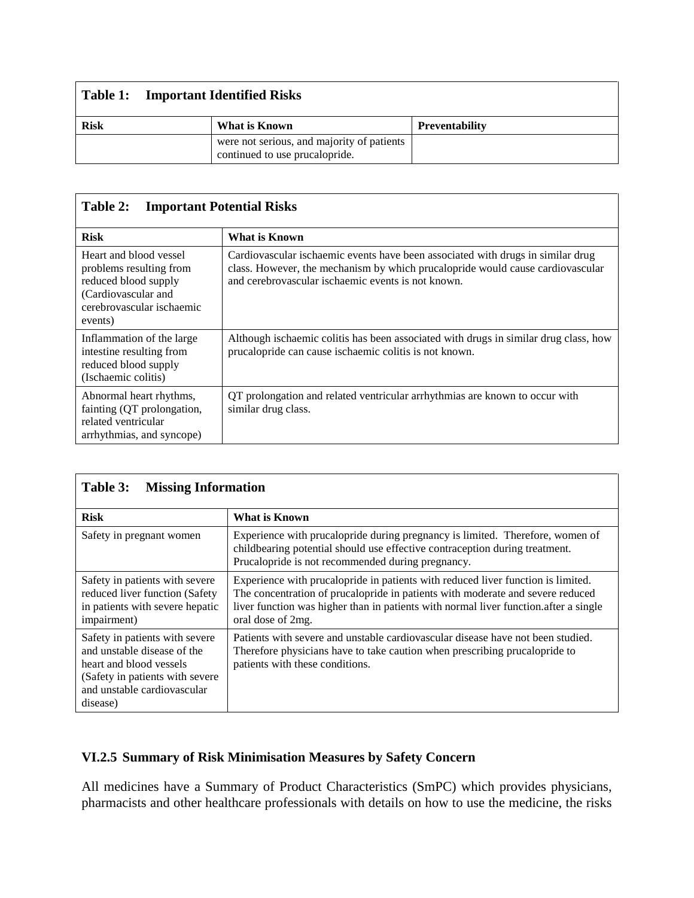**Table 1: Important Identified Risks**

| Risk | What is Known | Preventability |
|---|---|---|
| | were not serious, and majority of patients continued to use prucalopride. | |

**Table 2: Important Potential Risks**

| Risk | What is Known |
|---|---|
| Heart and blood vessel problems resulting from reduced blood supply (Cardiovascular and cerebrovascular ischaemic events) | Cardiovascular ischaemic events have been associated with drugs in similar drug class. However, the mechanism by which prucalopride would cause cardiovascular and cerebrovascular ischaemic events is not known. |
| Inflammation of the large intestine resulting from reduced blood supply (Ischaemic colitis) | Although ischaemic colitis has been associated with drugs in similar drug class, how prucalopride can cause ischaemic colitis is not known. |
| Abnormal heart rhythms, fainting (QT prolongation, related ventricular arrhythmias, and syncope) | QT prolongation and related ventricular arrhythmias are known to occur with similar drug class. |

**Table 3: Missing Information**

| Risk | What is Known |
|---|---|
| Safety in pregnant women | Experience with prucalopride during pregnancy is limited. Therefore, women of childbearing potential should use effective contraception during treatment. Prucalopride is not recommended during pregnancy. |
| Safety in patients with severe reduced liver function (Safety in patients with severe hepatic impairment) | Experience with prucalopride in patients with reduced liver function is limited. The concentration of prucalopride in patients with moderate and severe reduced liver function was higher than in patients with normal liver function.after a single oral dose of 2mg. |
| Safety in patients with severe and unstable disease of the heart and blood vessels (Safety in patients with severe and unstable cardiovascular disease) | Patients with severe and unstable cardiovascular disease have not been studied. Therefore physicians have to take caution when prescribing prucalopride to patients with these conditions. |

### VI.2.5 Summary of Risk Minimisation Measures by Safety Concern

All medicines have a Summary of Product Characteristics (SmPC) which provides physicians, pharmacists and other healthcare professionals with details on how to use the medicine, the risks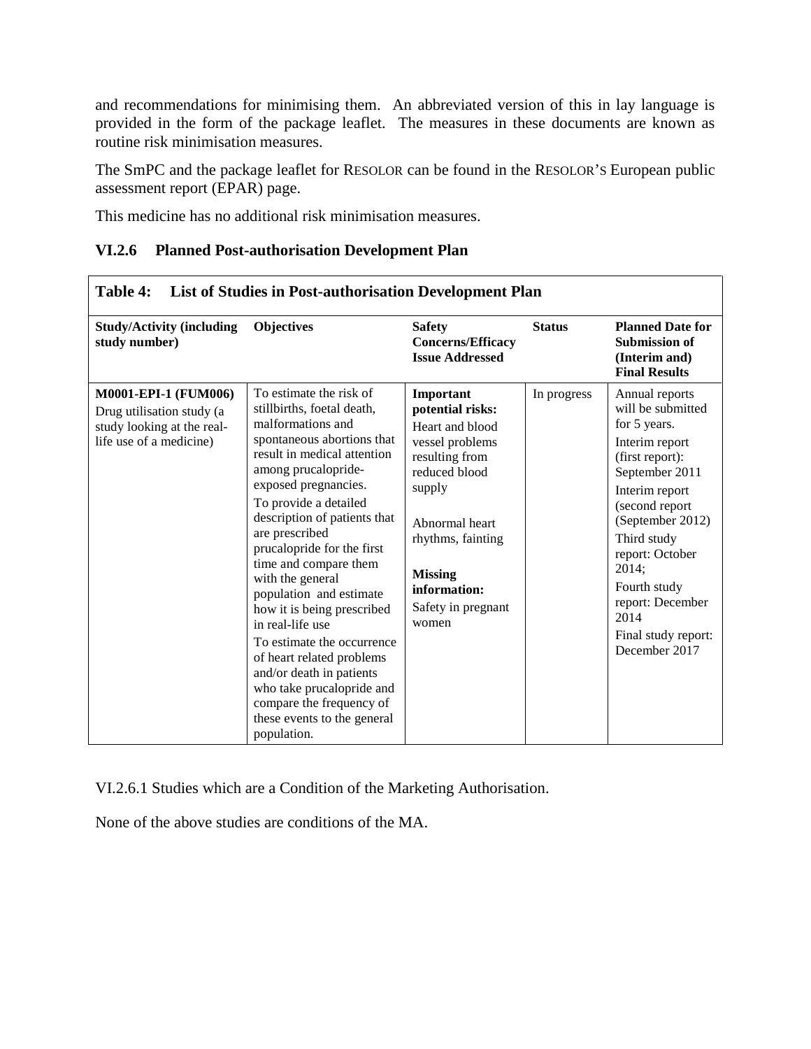and recommendations for minimising them. An abbreviated version of this in lay language is provided in the form of the package leaflet. The measures in these documents are known as routine risk minimisation measures.

The SmPC and the package leaflet for RESOLOR can be found in the RESOLOR'S European public assessment report (EPAR) page.

This medicine has no additional risk minimisation measures.

### VI.2.6 Planned Post-authorisation Development Plan

**Table 4: List of Studies in Post-authorisation Development Plan**

| **Study/Activity (including study number)** | **Objectives** | **Safety Concerns/Efficacy Issue Addressed** | **Status** | **Planned Date for Submission of (Interim and) Final Results** |
|---|---|---|---|---|
| **M0001-EPI-1 (FUM006)** Drug utilisation study (a study looking at the real-life use of a medicine) | To estimate the risk of stillbirths, foetal death, malformations and spontaneous abortions that result in medical attention among prucalopride-exposed pregnancies.<br>To provide a detailed description of patients that are prescribed prucalopride for the first time and compare them with the general population and estimate how it is being prescribed in real-life use<br>To estimate the occurrence of heart related problems and/or death in patients who take prucalopride and compare the frequency of these events to the general population. | **Important potential risks:**<br>Heart and blood vessel problems resulting from reduced blood supply<br><br>Abnormal heart rhythms, fainting<br><br>**Missing information:**<br>Safety in pregnant women | In progress | Annual reports will be submitted for 5 years.<br>Interim report (first report): September 2011<br>Interim report (second report (September 2012)<br>Third study report: October 2014;<br>Fourth study report: December 2014<br>Final study report: December 2017 |

VI.2.6.1 Studies which are a Condition of the Marketing Authorisation.

None of the above studies are conditions of the MA.